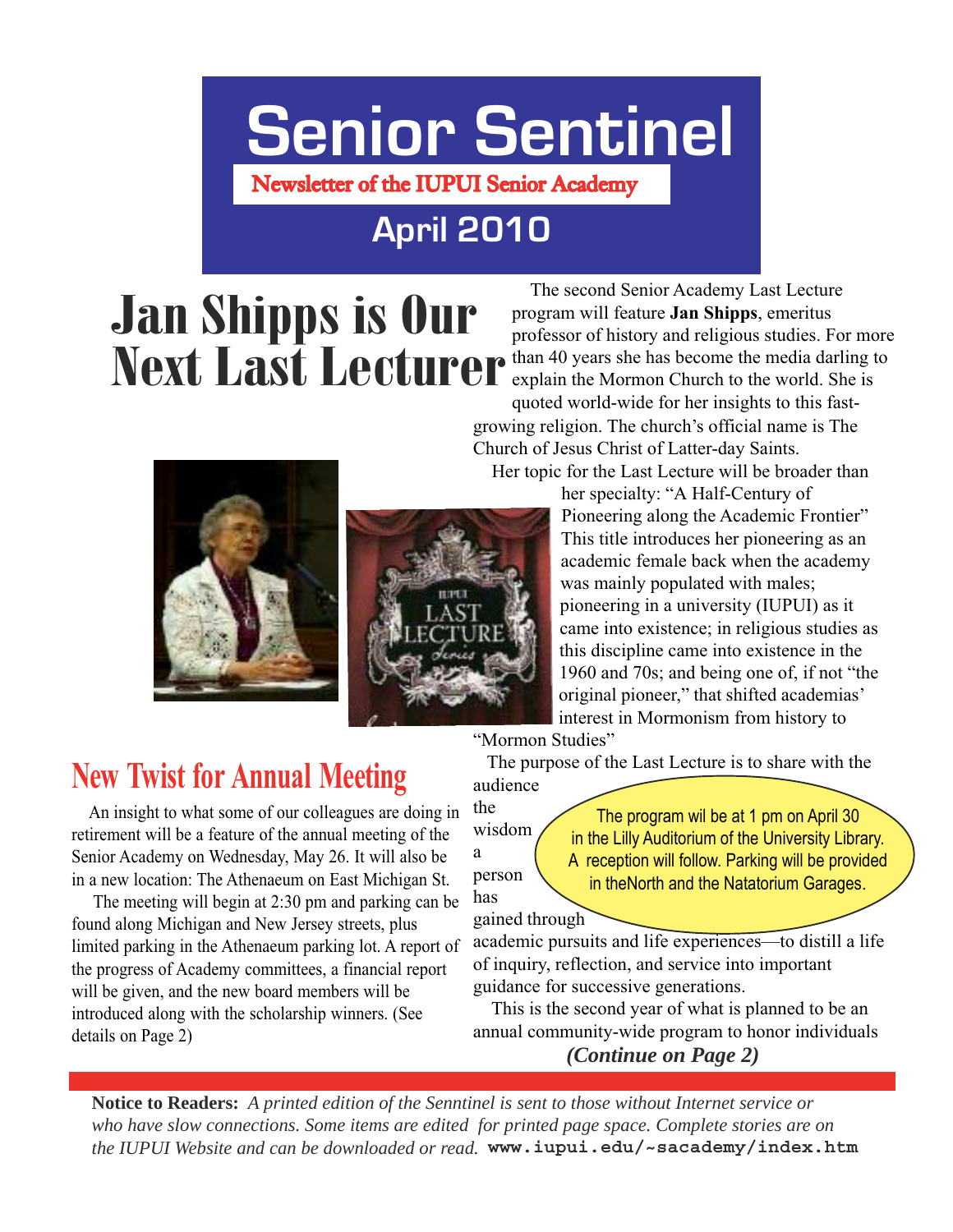# Senior Sentinel

Newsletter of the IUPUI Senior Academy

April 2010

# Jan Shipps is Our Next Last Lecturer

The second Senior Academy Last Lecture program will feature **Jan Shipps**, emeritus professor of history and religious studies. For more than 40 years she has become the media darling to explain the Mormon Church to the world. She is quoted world-wide for her insights to this fast-growing religion. The church's official name is The Church of Jesus Christ of Latter-day Saints.

Her topic for the Last Lecture will be broader than her specialty: "A Half-Century of Pioneering along the Academic Frontier" This title introduces her pioneering as an academic female back when the academy was mainly populated with males; pioneering in a university (IUPUI) as it came into existence; in religious studies as this discipline came into existence in the 1960 and 70s; and being one of, if not "the original pioneer," that shifted academias' interest in Mormonism from history to "Mormon Studies"

The purpose of the Last Lecture is to share with the audience the wisdom a person has gained through academic pursuits and life experiences—to distill a life of inquiry, reflection, and service into important guidance for successive generations.

The program wil be at 1 pm on April 30 in the Lilly Auditorium of the University Library. A reception will follow. Parking will be provided in theNorth and the Natatorium Garages.

This is the second year of what is planned to be an annual community-wide program to honor individuals

***(Continue on Page 2)***

## New Twist for Annual Meeting

An insight to what some of our colleagues are doing in retirement will be a feature of the annual meeting of the Senior Academy on Wednesday, May 26. It will also be in a new location: The Athenaeum on East Michigan St.

The meeting will begin at 2:30 pm and parking can be found along Michigan and New Jersey streets, plus limited parking in the Athenaeum parking lot. A report of the progress of Academy committees, a financial report will be given, and the new board members will be introduced along with the scholarship winners. (See details on Page 2)

**Notice to Readers:** *A printed edition of the Senntinel is sent to those without Internet service or who have slow connections. Some items are edited for printed page space. Complete stories are on the IUPUI Website and can be downloaded or read.* **www.iupui.edu/~sacademy/index.htm**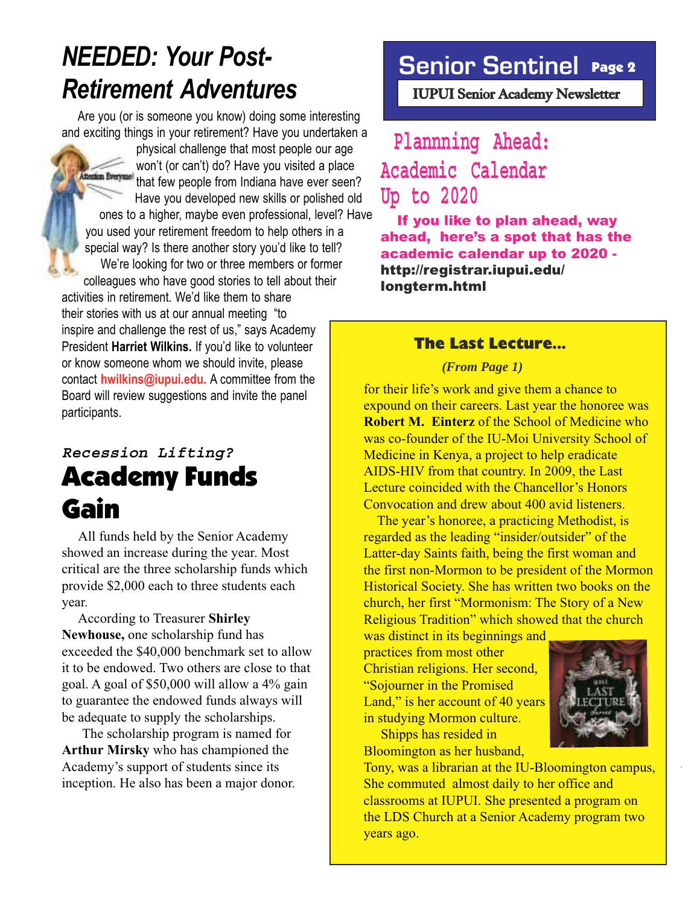# *NEEDED: Your Post-Retirement Adventures*

Are you (or is someone you know) doing some interesting and exciting things in your retirement? Have you undertaken a physical challenge that most people our age won't (or can't) do? Have you visited a place that few people from Indiana have ever seen? Have you developed new skills or polished old ones to a higher, maybe even professional, level? Have you used your retirement freedom to help others in a special way? Is there another story you'd like to tell?

We're looking for two or three members or former colleagues who have good stories to tell about their activities in retirement. We'd like them to share their stories with us at our annual meeting "to inspire and challenge the rest of us," says Academy President **Harriet Wilkins.** If you'd like to volunteer or know someone whom we should invite, please contact **hwilkins@iupui.edu.** A committee from the Board will review suggestions and invite the panel participants.

*Recession Lifting?*

# Academy Funds Gain

All funds held by the Senior Academy showed an increase during the year. Most critical are the three scholarship funds which provide $2,000 each to three students each year.

According to Treasurer **Shirley Newhouse,** one scholarship fund has exceeded the $40,000 benchmark set to allow it to be endowed. Two others are close to that goal. A goal of $50,000 will allow a 4% gain to guarantee the endowed funds always will be adequate to supply the scholarships.

The scholarship program is named for **Arthur Mirsky** who has championed the Academy's support of students since its inception. He also has been a major donor.

## Plannning Ahead: Academic Calendar Up to 2020

**If you like to plan ahead, way ahead, here's a spot that has the academic calendar up to 2020 - http://registrar.iupui.edu/longterm.html**

### The Last Lecture...

*(From Page 1)*

for their life's work and give them a chance to expound on their careers. Last year the honoree was **Robert M. Einterz** of the School of Medicine who was co-founder of the IU-Moi University School of Medicine in Kenya, a project to help eradicate AIDS-HIV from that country. In 2009, the Last Lecture coincided with the Chancellor's Honors Convocation and drew about 400 avid listeners.

The year's honoree, a practicing Methodist, is regarded as the leading "insider/outsider" of the Latter-day Saints faith, being the first woman and the first non-Mormon to be president of the Mormon Historical Society. She has written two books on the church, her first "Mormonism: The Story of a New Religious Tradition" which showed that the church was distinct in its beginnings and practices from most other Christian religions. Her second, "Sojourner in the Promised Land," is her account of 40 years in studying Mormon culture.

Shipps has resided in Bloomington as her husband, Tony, was a librarian at the IU-Bloomington campus, She commuted almost daily to her office and classrooms at IUPUI. She presented a program on the LDS Church at a Senior Academy program two years ago.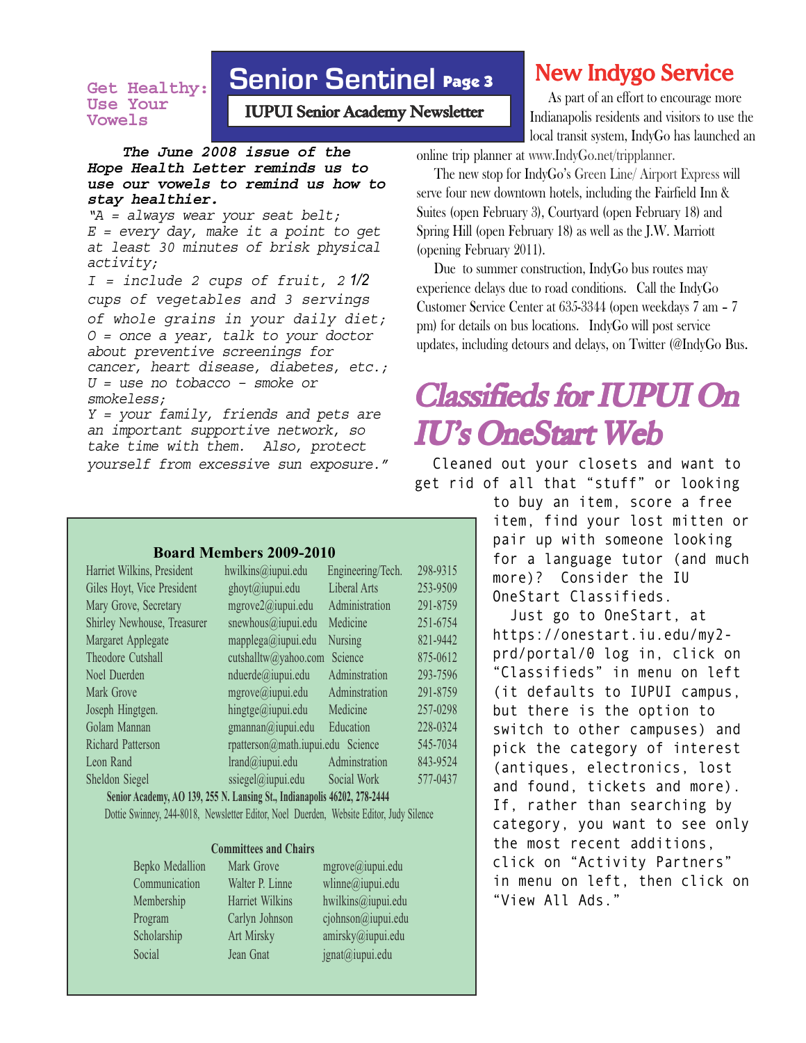# Senior Sentinel

**IUPUI Senior Academy Newsletter**

## Get Healthy: Use Your Vowels

***The June 2008 issue of the Hope Health Letter reminds us to use our vowels to remind us how to stay healthier.***

*"A = always wear your seat belt;*
*E = every day, make it a point to get at least 30 minutes of brisk physical activity;*
*I = include 2 cups of fruit, 2 1/2 cups of vegetables and 3 servings of whole grains in your daily diet;*
*O = once a year, talk to your doctor about preventive screenings for cancer, heart disease, diabetes, etc.;*
*U = use no tobacco – smoke or smokeless;*
*Y = your family, friends and pets are an important supportive network, so take time with them. Also, protect yourself from excessive sun exposure."*

## New Indygo Service

As part of an effort to encourage more Indianapolis residents and visitors to use the local transit system, IndyGo has launched an online trip planner at www.IndyGo.net/tripplanner.

The new stop for IndyGo's Green Line/ Airport Express will serve four new downtown hotels, including the Fairfield Inn & Suites (open February 3), Courtyard (open February 18) and Spring Hill (open February 18) as well as the J.W. Marriott (opening February 2011).

Due to summer construction, IndyGo bus routes may experience delays due to road conditions. Call the IndyGo Customer Service Center at 635-3344 (open weekdays 7 am - 7 pm) for details on bus locations. IndyGo will post service updates, including detours and delays, on Twitter (@IndyGo Bus.

## Classifieds for IUPUI On IU's OneStart Web

Cleaned out your closets and want to get rid of all that "stuff" or looking to buy an item, score a free item, find your lost mitten or pair up with someone looking for a language tutor (and much more)? Consider the IU OneStart Classifieds.

Just go to OneStart, at https://onestart.iu.edu/my2-prd/portal/0 log in, click on "Classifieds" in menu on left (it defaults to IUPUI campus, but there is the option to switch to other campuses) and pick the category of interest (antiques, electronics, lost and found, tickets and more). If, rather than searching by category, you want to see only the most recent additions, click on "Activity Partners" in menu on left, then click on "View All Ads."

### Board Members 2009-2010

| Name | Email | Department | Phone |
|---|---|---|---|
| Harriet Wilkins, President | hwilkins@iupui.edu | Engineering/Tech. | 298-9315 |
| Giles Hoyt, Vice President | ghoyt@iupui.edu | Liberal Arts | 253-9509 |
| Mary Grove, Secretary | mgrove2@iupui.edu | Administration | 291-8759 |
| Shirley Newhouse, Treasurer | snewhous@iupui.edu | Medicine | 251-6754 |
| Margaret Applegate | mapplega@iupui.edu | Nursing | 821-9442 |
| Theodore Cutshall | cutshalltw@yahoo.com | Science | 875-0612 |
| Noel Duerden | nduerde@iupui.edu | Adminstration | 293-7596 |
| Mark Grove | mgrove@iupui.edu | Adminstration | 291-8759 |
| Joseph Hingtgen. | hingtge@iupui.edu | Medicine | 257-0298 |
| Golam Mannan | gmannan@iupui.edu | Education | 228-0324 |
| Richard Patterson | rpatterson@math.iupui.edu | Science | 545-7034 |
| Leon Rand | lrand@iupui.edu | Adminstration | 843-9524 |
| Sheldon Siegel | ssiegel@iupui.edu | Social Work | 577-0437 |

**Senior Academy, AO 139, 255 N. Lansing St., Indianapolis 46202, 278-2444**

Dottie Swinney, 244-8018, Newsletter Editor, Noel Duerden, Website Editor, Judy Silence

### Committees and Chairs

| Committee | Chair | Email |
|---|---|---|
| Bepko Medallion | Mark Grove | mgrove@iupui.edu |
| Communication | Walter P. Linne | wlinne@iupui.edu |
| Membership | Harriet Wilkins | hwilkins@iupui.edu |
| Program | Carlyn Johnson | cjohnson@iupui.edu |
| Scholarship | Art Mirsky | amirsky@iupui.edu |
| Social | Jean Gnat | jgnat@iupui.edu |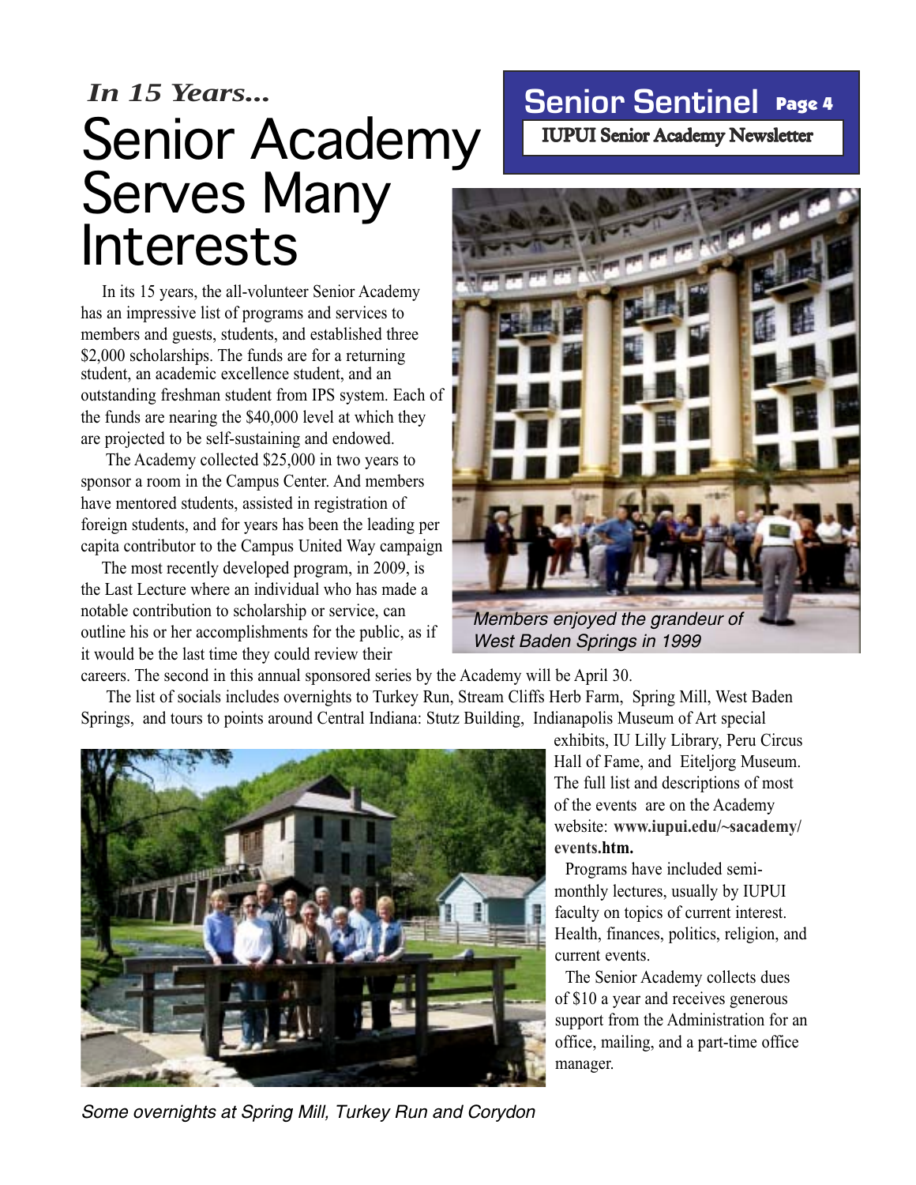*In 15 Years...*

# Senior Academy Serves Many Interests

In its 15 years, the all-volunteer Senior Academy has an impressive list of programs and services to members and guests, students, and established three $2,000 scholarships. The funds are for a returning student, an academic excellence student, and an outstanding freshman student from IPS system. Each of the funds are nearing the $40,000 level at which they are projected to be self-sustaining and endowed.

The Academy collected $25,000 in two years to sponsor a room in the Campus Center. And members have mentored students, assisted in registration of foreign students, and for years has been the leading per capita contributor to the Campus United Way campaign

The most recently developed program, in 2009, is the Last Lecture where an individual who has made a notable contribution to scholarship or service, can outline his or her accomplishments for the public, as if it would be the last time they could review their careers. The second in this annual sponsored series by the Academy will be April 30.

*Members enjoyed the grandeur of West Baden Springs in 1999*

The list of socials includes overnights to Turkey Run, Stream Cliffs Herb Farm, Spring Mill, West Baden Springs, and tours to points around Central Indiana: Stutz Building, Indianapolis Museum of Art special exhibits, IU Lilly Library, Peru Circus Hall of Fame, and Eiteljorg Museum. The full list and descriptions of most of the events are on the Academy website: **www.iupui.edu/~sacademy/events.htm.**

Programs have included semi-monthly lectures, usually by IUPUI faculty on topics of current interest. Health, finances, politics, religion, and current events.

The Senior Academy collects dues of $10 a year and receives generous support from the Administration for an office, mailing, and a part-time office manager.

*Some overnights at Spring Mill, Turkey Run and Corydon*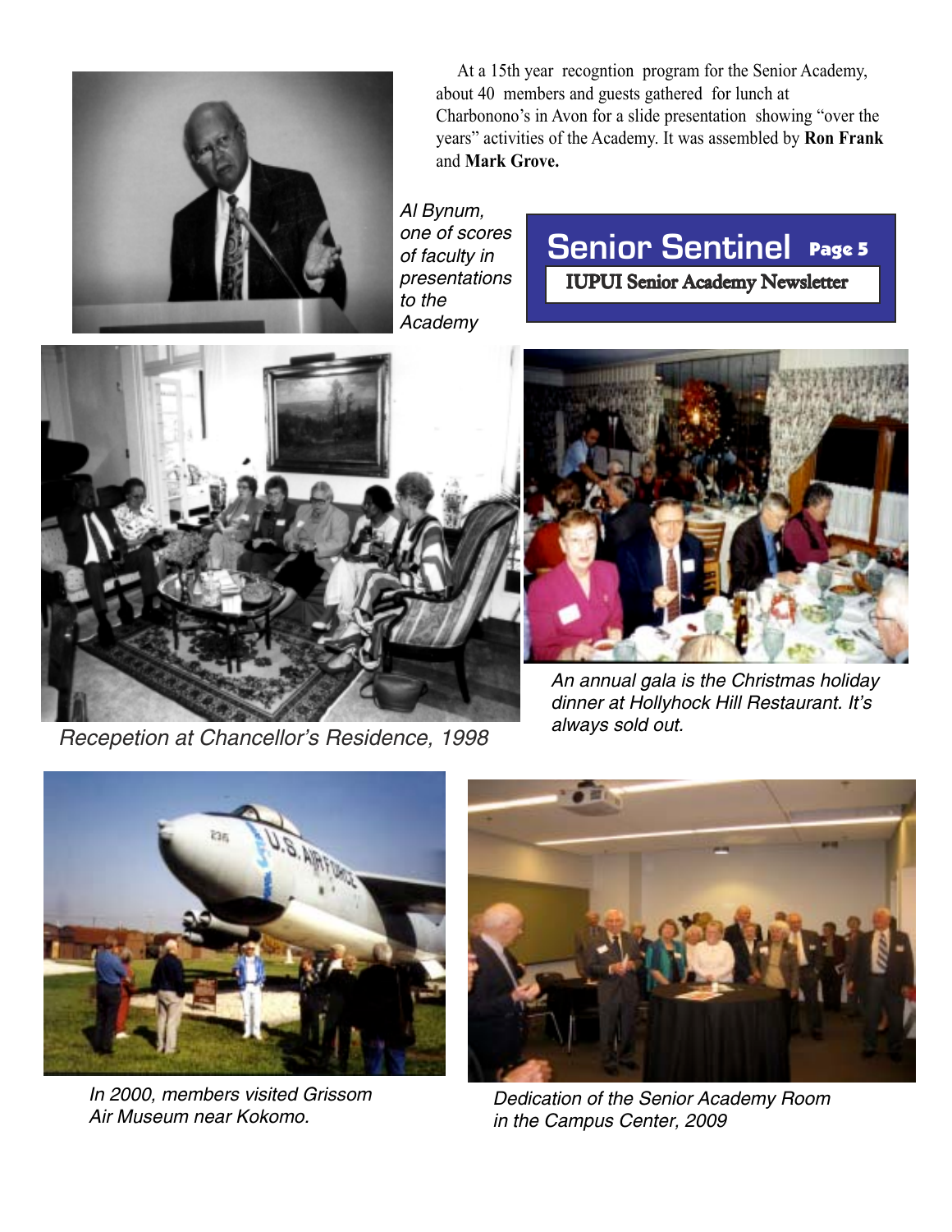At a 15th year recogntion program for the Senior Academy, about 40 members and guests gathered for lunch at Charbonono's in Avon for a slide presentation showing "over the years" activities of the Academy. It was assembled by **Ron Frank** and **Mark Grove.**

*Al Bynum, one of scores of faculty in presentations to the Academy*

*Recepetion at Chancellor's Residence, 1998*

*An annual gala is the Christmas holiday dinner at Hollyhock Hill Restaurant. It's always sold out.*

*In 2000, members visited Grissom Air Museum near Kokomo.*

*Dedication of the Senior Academy Room in the Campus Center, 2009*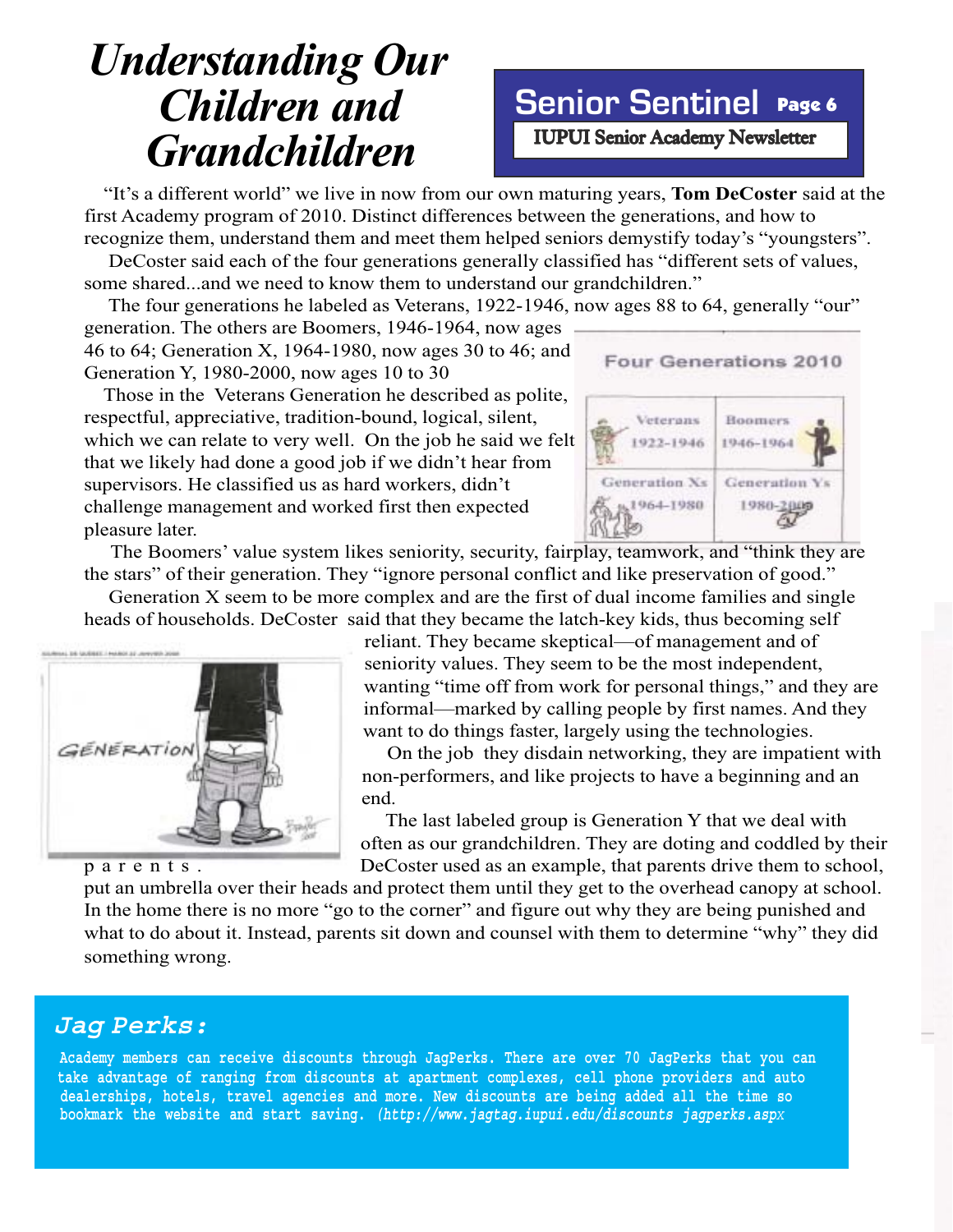# Understanding Our Children and Grandchildren

**Senior Sentinel**

**IUPUI Senior Academy Newsletter**

"It's a different world" we live in now from our own maturing years, **Tom DeCoster** said at the first Academy program of 2010. Distinct differences between the generations, and how to recognize them, understand them and meet them helped seniors demystify today's "youngsters".

DeCoster said each of the four generations generally classified has "different sets of values, some shared...and we need to know them to understand our grandchildren."

The four generations he labeled as Veterans, 1922-1946, now ages 88 to 64, generally "our" generation. The others are Boomers, 1946-1964, now ages 46 to 64; Generation X, 1964-1980, now ages 30 to 46; and Generation Y, 1980-2000, now ages 10 to 30

Four Generations 2010

Veterans 1922-1946

Boomers 1946-1964

Generation Xs 1964-1980

Generation Ys 1980-2000

Those in the Veterans Generation he described as polite, respectful, appreciative, tradition-bound, logical, silent, which we can relate to very well. On the job he said we felt that we likely had done a good job if we didn't hear from supervisors. He classified us as hard workers, didn't challenge management and worked first then expected pleasure later.

The Boomers' value system likes seniority, security, fairplay, teamwork, and "think they are the stars" of their generation. They "ignore personal conflict and like preservation of good."

Generation X seem to be more complex and are the first of dual income families and single heads of households. DeCoster said that they became the latch-key kids, thus becoming self reliant. They became skeptical—of management and of seniority values. They seem to be the most independent, wanting "time off from work for personal things," and they are informal—marked by calling people by first names. And they want to do things faster, largely using the technologies.

On the job they disdain networking, they are impatient with non-performers, and like projects to have a beginning and an end.

The last labeled group is Generation Y that we deal with often as our grandchildren. They are doting and coddled by their parents. DeCoster used as an example, that parents drive them to school, put an umbrella over their heads and protect them until they get to the overhead canopy at school. In the home there is no more "go to the corner" and figure out why they are being punished and what to do about it. Instead, parents sit down and counsel with them to determine "why" they did something wrong.

## *Jag Perks:*

Academy members can receive discounts through JagPerks. There are over 70 JagPerks that you can take advantage of ranging from discounts at apartment complexes, cell phone providers and auto dealerships, hotels, travel agencies and more. New discounts are being added all the time so bookmark the website and start saving. *(http://www.jagtag.iupui.edu/discounts jagperks.aspx*